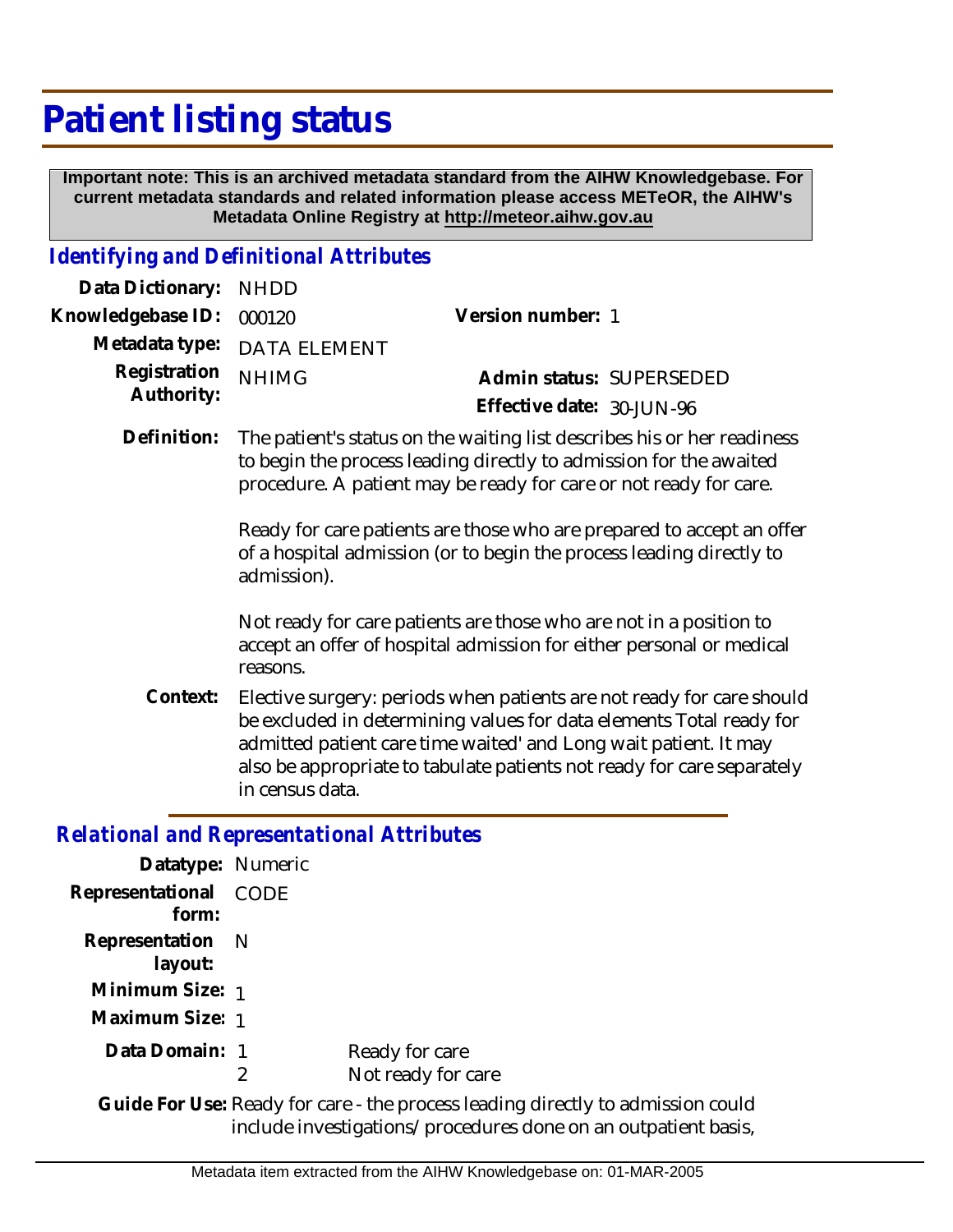# Patient listing status

**Important note: This is an archived metadata standard from the AIHW Knowledgebase. For current metadata standards and related information please access METeOR, the AIHW's Metadata Online Registry at http://meteor.aihw.gov.au**

## *Identifying and Definitional Attributes*

**Data Dictionary:** NHDD

**Knowledgebase ID:** 000120 **Version number:** 1

**Metadata type:** DATA ELEMENT

**Registration Authority:** NHIMG **Admin status:** SUPERSEDED

**Effective date:** 30-JUN-96

**Definition:** The patient's status on the waiting list describes his or her readiness to begin the process leading directly to admission for the awaited procedure. A patient may be ready for care or not ready for care.

Ready for care patients are those who are prepared to accept an offer of a hospital admission (or to begin the process leading directly to admission).

Not ready for care patients are those who are not in a position to accept an offer of hospital admission for either personal or medical reasons.

**Context:** Elective surgery: periods when patients are not ready for care should be excluded in determining values for data elements Total ready for admitted patient care time waited' and Long wait patient. It may also be appropriate to tabulate patients not ready for care separately in census data.

## *Relational and Representational Attributes*

**Datatype:** Numeric

**Representational form:** CODE

**Representation layout:** N

**Minimum Size:** 1

**Maximum Size:** 1

**Data Domain:**

| | |
|---|---|
| 1 | Ready for care |
| 2 | Not ready for care |

**Guide For Use:** Ready for care - the process leading directly to admission could include investigations/procedures done on an outpatient basis,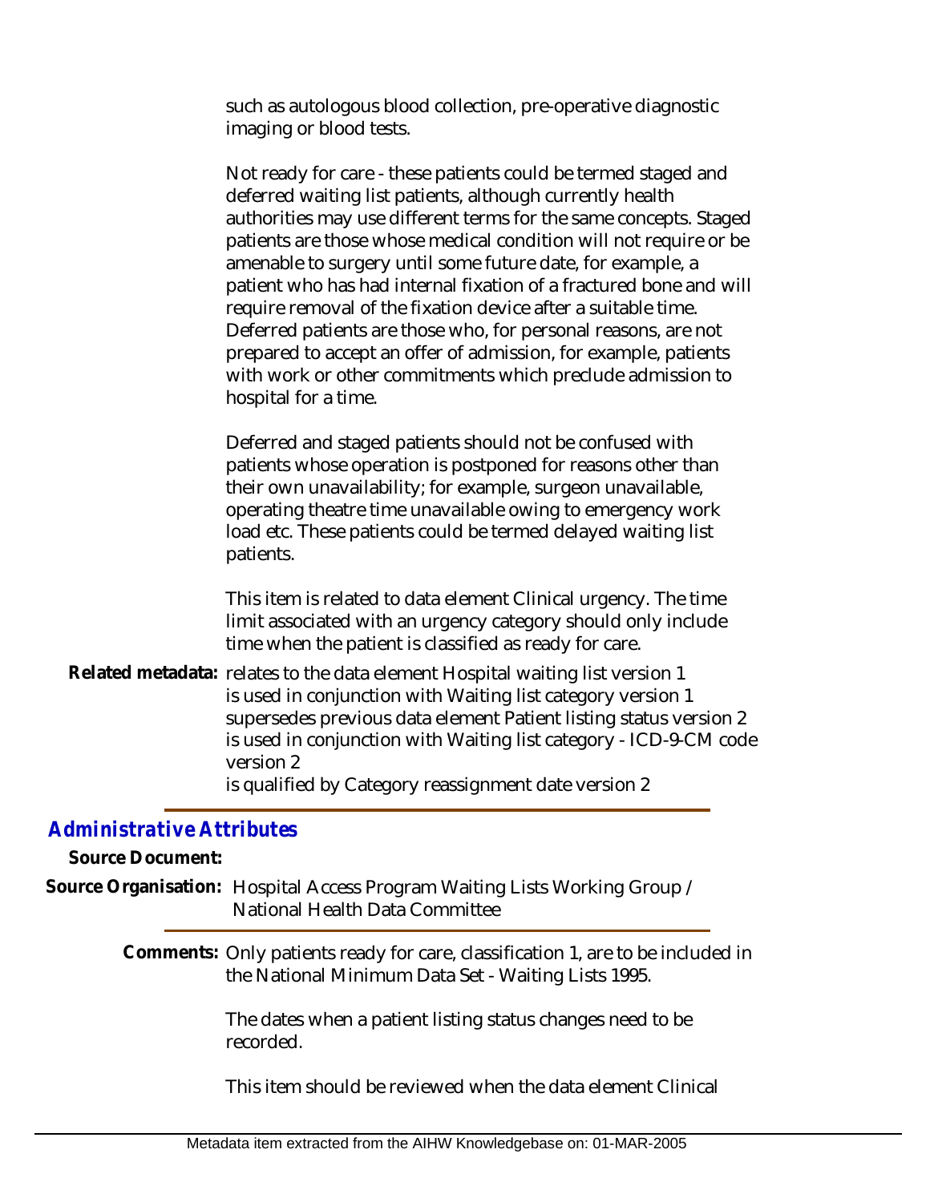such as autologous blood collection, pre-operative diagnostic imaging or blood tests.

Not ready for care - these patients could be termed staged and deferred waiting list patients, although currently health authorities may use different terms for the same concepts. Staged patients are those whose medical condition will not require or be amenable to surgery until some future date, for example, a patient who has had internal fixation of a fractured bone and will require removal of the fixation device after a suitable time. Deferred patients are those who, for personal reasons, are not prepared to accept an offer of admission, for example, patients with work or other commitments which preclude admission to hospital for a time.

Deferred and staged patients should not be confused with patients whose operation is postponed for reasons other than their own unavailability; for example, surgeon unavailable, operating theatre time unavailable owing to emergency work load etc. These patients could be termed delayed waiting list patients.

This item is related to data element Clinical urgency. The time limit associated with an urgency category should only include time when the patient is classified as ready for care.

**Related metadata:** relates to the data element Hospital waiting list version 1
is used in conjunction with Waiting list category version 1
supersedes previous data element Patient listing status version 2
is used in conjunction with Waiting list category - ICD-9-CM code version 2
is qualified by Category reassignment date version 2

## *Administrative Attributes*

**Source Document:**

**Source Organisation:** Hospital Access Program Waiting Lists Working Group / National Health Data Committee

**Comments:** Only patients ready for care, classification 1, are to be included in the National Minimum Data Set - Waiting Lists 1995.

The dates when a patient listing status changes need to be recorded.

This item should be reviewed when the data element Clinical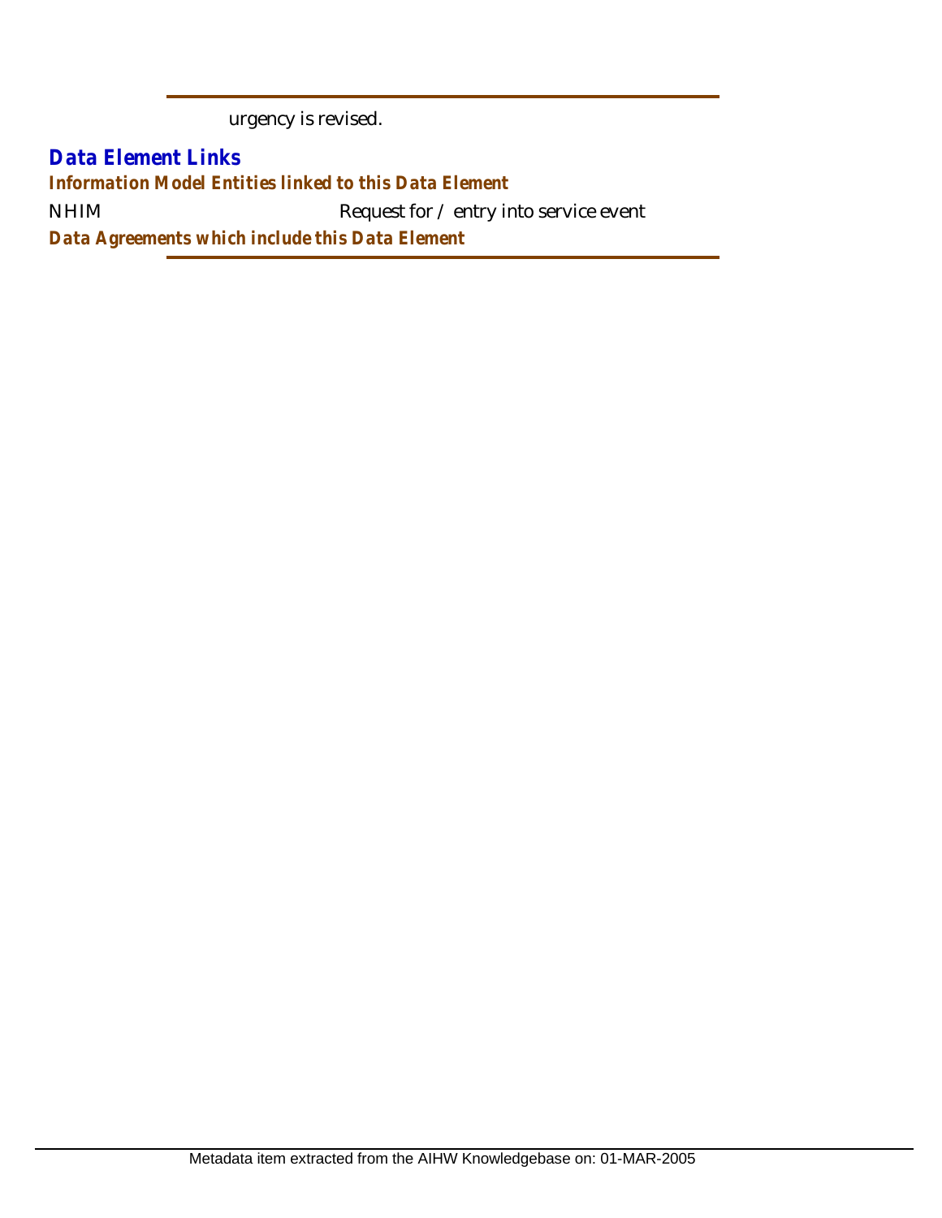urgency is revised.

## Data Element Links

### *Information Model Entities linked to this Data Element*

| | |
|---|---|
| NHIM | Request for / entry into service event |

### *Data Agreements which include this Data Element*